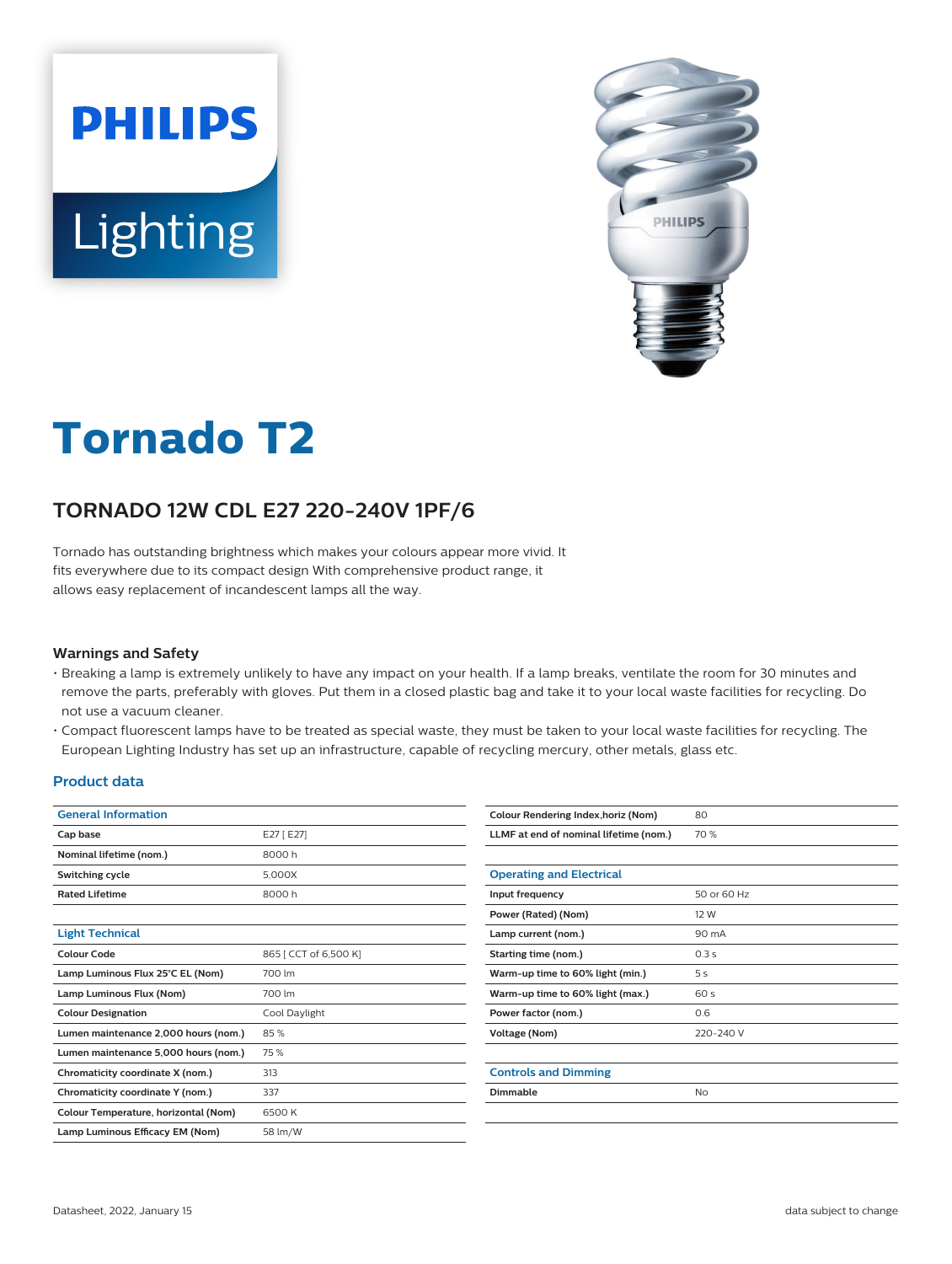# Tornado T2

## TORNADO 12W CDL E27 220-240V 1PF/6

Tornado has outstanding brightness which makes your colours appear more vivid. It fits everywhere due to its compact design With comprehensive product range, it allows easy replacement of incandescent lamps all the way.

### Warnings and Safety

- Breaking a lamp is extremely unlikely to have any impact on your health. If a lamp breaks, ventilate the room for 30 minutes and remove the parts, preferably with gloves. Put them in a closed plastic bag and take it to your local waste facilities for recycling. Do not use a vacuum cleaner.
- Compact fluorescent lamps have to be treated as special waste, they must be taken to your local waste facilities for recycling. The European Lighting Industry has set up an infrastructure, capable of recycling mercury, other metals, glass etc.

### Product data

| General Information | |
|---|---|
| **Cap base** | E27 [ E27] |
| **Nominal lifetime (nom.)** | 8000 h |
| **Switching cycle** | 5,000X |
| **Rated Lifetime** | 8000 h |

| Light Technical | |
|---|---|
| **Colour Code** | 865 [ CCT of 6,500 K] |
| **Lamp Luminous Flux 25°C EL (Nom)** | 700 lm |
| **Lamp Luminous Flux (Nom)** | 700 lm |
| **Colour Designation** | Cool Daylight |
| **Lumen maintenance 2,000 hours (nom.)** | 85 % |
| **Lumen maintenance 5,000 hours (nom.)** | 75 % |
| **Chromaticity coordinate X (nom.)** | 313 |
| **Chromaticity coordinate Y (nom.)** | 337 |
| **Colour Temperature, horizontal (Nom)** | 6500 K |
| **Lamp Luminous Efficacy EM (Nom)** | 58 lm/W |
| **Colour Rendering Index,horiz (Nom)** | 80 |
| **LLMF at end of nominal lifetime (nom.)** | 70 % |

| Operating and Electrical | |
|---|---|
| **Input frequency** | 50 or 60 Hz |
| **Power (Rated) (Nom)** | 12 W |
| **Lamp current (nom.)** | 90 mA |
| **Starting time (nom.)** | 0.3 s |
| **Warm-up time to 60% light (min.)** | 5 s |
| **Warm-up time to 60% light (max.)** | 60 s |
| **Power factor (nom.)** | 0.6 |
| **Voltage (Nom)** | 220-240 V |

| Controls and Dimming | |
|---|---|
| **Dimmable** | No |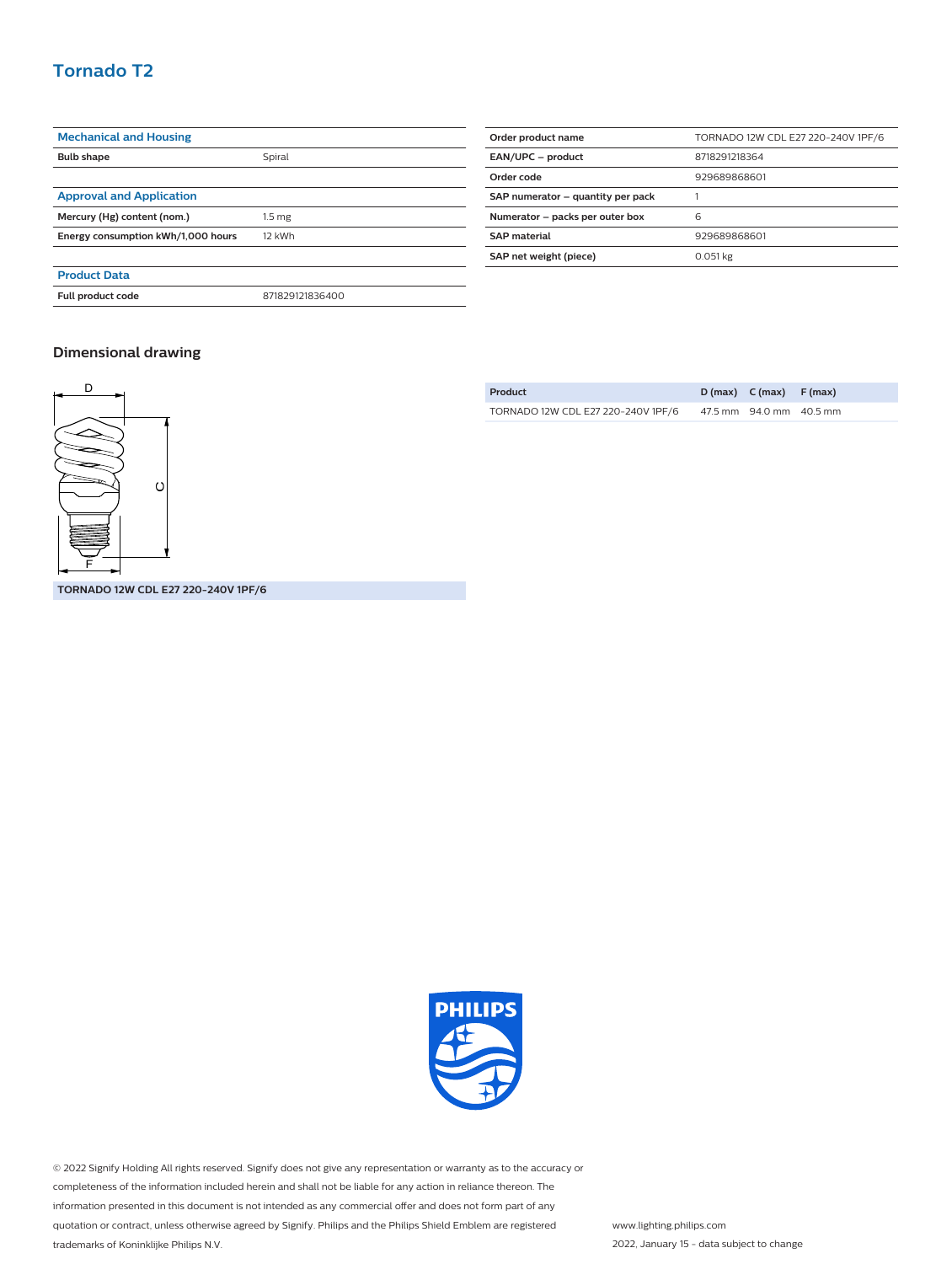# Tornado T2

| Mechanical and Housing | |
|---|---|
| Bulb shape | Spiral |

| Approval and Application | |
|---|---|
| Mercury (Hg) content (nom.) | 1.5 mg |
| Energy consumption kWh/1,000 hours | 12 kWh |

| Product Data | |
|---|---|
| Full product code | 871829121836400 |

| | |
|---|---|
| Order product name | TORNADO 12W CDL E27 220-240V 1PF/6 |
| EAN/UPC – product | 8718291218364 |
| Order code | 929689868601 |
| SAP numerator – quantity per pack | 1 |
| Numerator – packs per outer box | 6 |
| SAP material | 929689868601 |
| SAP net weight (piece) | 0.051 kg |

## Dimensional drawing

D

C

F

TORNADO 12W CDL E27 220-240V 1PF/6

| Product | D (max) | C (max) | F (max) |
|---|---|---|---|
| TORNADO 12W CDL E27 220-240V 1PF/6 | 47.5 mm | 94.0 mm | 40.5 mm |

© 2022 Signify Holding All rights reserved. Signify does not give any representation or warranty as to the accuracy or completeness of the information included herein and shall not be liable for any action in reliance thereon. The information presented in this document is not intended as any commercial offer and does not form part of any quotation or contract, unless otherwise agreed by Signify. Philips and the Philips Shield Emblem are registered trademarks of Koninklijke Philips N.V.

www.lighting.philips.com

2022, January 15 - data subject to change